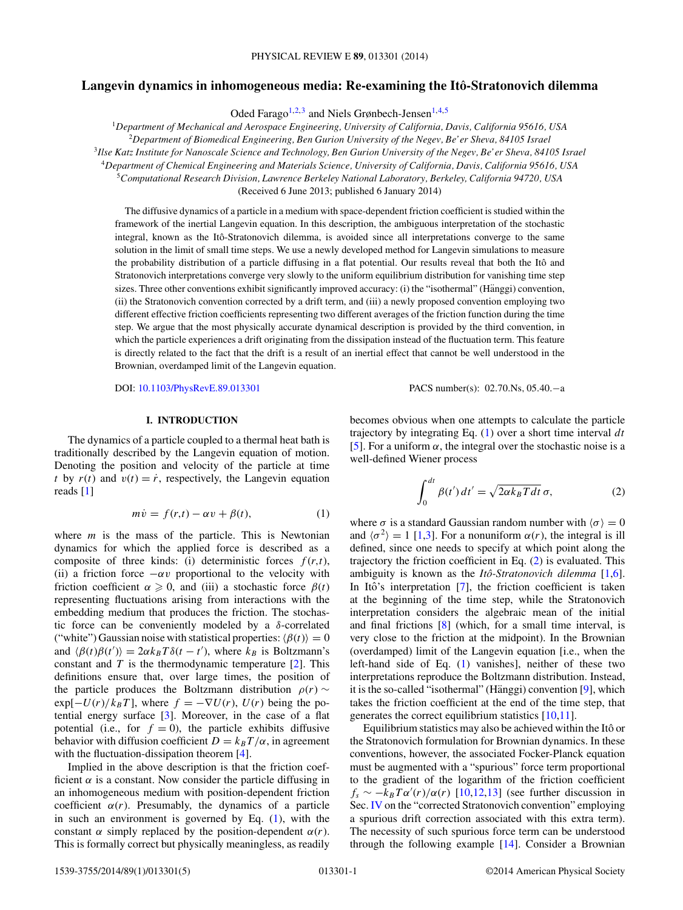# Langevin dynamics in inhomogeneous media: Re-examining the Itô-Stratonovich dilemma

Oded Farago[1,2,3] and Niels Grønbech-Jensen[1,4,5]

[1]*Department of Mechanical and Aerospace Engineering, University of California, Davis, California 95616, USA*
[2]*Department of Biomedical Engineering, Ben Gurion University of the Negev, Be'er Sheva, 84105 Israel*
[3]*Ilse Katz Institute for Nanoscale Science and Technology, Ben Gurion University of the Negev, Be'er Sheva, 84105 Israel*
[4]*Department of Chemical Engineering and Materials Science, University of California, Davis, California 95616, USA*
[5]*Computational Research Division, Lawrence Berkeley National Laboratory, Berkeley, California 94720, USA*

(Received 6 June 2013; published 6 January 2014)

The diffusive dynamics of a particle in a medium with space-dependent friction coefficient is studied within the framework of the inertial Langevin equation. In this description, the ambiguous interpretation of the stochastic integral, known as the Itô-Stratonovich dilemma, is avoided since all interpretations converge to the same solution in the limit of small time steps. We use a newly developed method for Langevin simulations to measure the probability distribution of a particle diffusing in a flat potential. Our results reveal that both the Itô and Stratonovich interpretations converge very slowly to the uniform equilibrium distribution for vanishing time step sizes. Three other conventions exhibit significantly improved accuracy: (i) the "isothermal" (Hänggi) convention, (ii) the Stratonovich convention corrected by a drift term, and (iii) a newly proposed convention employing two different effective friction coefficients representing two different averages of the friction function during the time step. We argue that the most physically accurate dynamical description is provided by the third convention, in which the particle experiences a drift originating from the dissipation instead of the fluctuation term. This feature is directly related to the fact that the drift is a result of an inertial effect that cannot be well understood in the Brownian, overdamped limit of the Langevin equation.

DOI: 10.1103/PhysRevE.89.013301 PACS number(s): 02.70.Ns, 05.40.−a

## I. INTRODUCTION

The dynamics of a particle coupled to a thermal heat bath is traditionally described by the Langevin equation of motion. Denoting the position and velocity of the particle at time $t$ by $r(t)$ and $v(t) = \dot{r}$, respectively, the Langevin equation reads [1]

$$m\dot{v} = f(r,t) - \alpha v + \beta(t), \tag{1}$$

where $m$ is the mass of the particle. This is Newtonian dynamics for which the applied force is described as a composite of three kinds: (i) deterministic forces $f(r,t)$, (ii) a friction force $-\alpha v$ proportional to the velocity with friction coefficient $\alpha \geqslant 0$, and (iii) a stochastic force $\beta(t)$ representing fluctuations arising from interactions with the embedding medium that produces the friction. The stochastic force can be conveniently modeled by a $\delta$-correlated ("white") Gaussian noise with statistical properties: $\langle \beta(t) \rangle = 0$ and $\langle \beta(t)\beta(t') \rangle = 2\alpha k_B T \delta(t-t')$, where $k_B$ is Boltzmann's constant and $T$ is the thermodynamic temperature [2]. This definitions ensure that, over large times, the position of the particle produces the Boltzmann distribution $\rho(r) \sim \exp[-U(r)/k_B T]$, where $f = -\nabla U(r)$, $U(r)$ being the potential energy surface [3]. Moreover, in the case of a flat potential (i.e., for $f = 0$), the particle exhibits diffusive behavior with diffusion coefficient $D = k_B T/\alpha$, in agreement with the fluctuation-dissipation theorem [4].

Implied in the above description is that the friction coefficient $\alpha$ is a constant. Now consider the particle diffusing in an inhomogeneous medium with position-dependent friction coefficient $\alpha(r)$. Presumably, the dynamics of a particle in such an environment is governed by Eq. (1), with the constant $\alpha$ simply replaced by the position-dependent $\alpha(r)$. This is formally correct but physically meaningless, as readily becomes obvious when one attempts to calculate the particle trajectory by integrating Eq. (1) over a short time interval $dt$ [5]. For a uniform $\alpha$, the integral over the stochastic noise is a well-defined Wiener process

$$\int_0^{dt} \beta(t')\,dt' = \sqrt{2\alpha k_B T\,dt}\,\sigma, \tag{2}$$

where $\sigma$ is a standard Gaussian random number with $\langle \sigma \rangle = 0$ and $\langle \sigma^2 \rangle = 1$ [1,3]. For a nonuniform $\alpha(r)$, the integral is ill defined, since one needs to specify at which point along the trajectory the friction coefficient in Eq. (2) is evaluated. This ambiguity is known as the *Itô-Stratonovich dilemma* [1,6]. In Itô's interpretation [7], the friction coefficient is taken at the beginning of the time step, while the Stratonovich interpretation considers the algebraic mean of the initial and final frictions [8] (which, for a small time interval, is very close to the friction at the midpoint). In the Brownian (overdamped) limit of the Langevin equation [i.e., when the left-hand side of Eq. (1) vanishes], neither of these two interpretations reproduce the Boltzmann distribution. Instead, it is the so-called "isothermal" (Hänggi) convention [9], which takes the friction coefficient at the end of the time step, that generates the correct equilibrium statistics [10,11].

Equilibrium statistics may also be achieved within the Itô or the Stratonovich formulation for Brownian dynamics. In these conventions, however, the associated Focker-Planck equation must be augmented with a "spurious" force term proportional to the gradient of the logarithm of the friction coefficient $f_s \sim -k_B T \alpha'(r)/\alpha(r)$ [10,12,13] (see further discussion in Sec. IV on the "corrected Stratonovich convention" employing a spurious drift correction associated with this extra term). The necessity of such spurious force term can be understood through the following example [14]. Consider a Brownian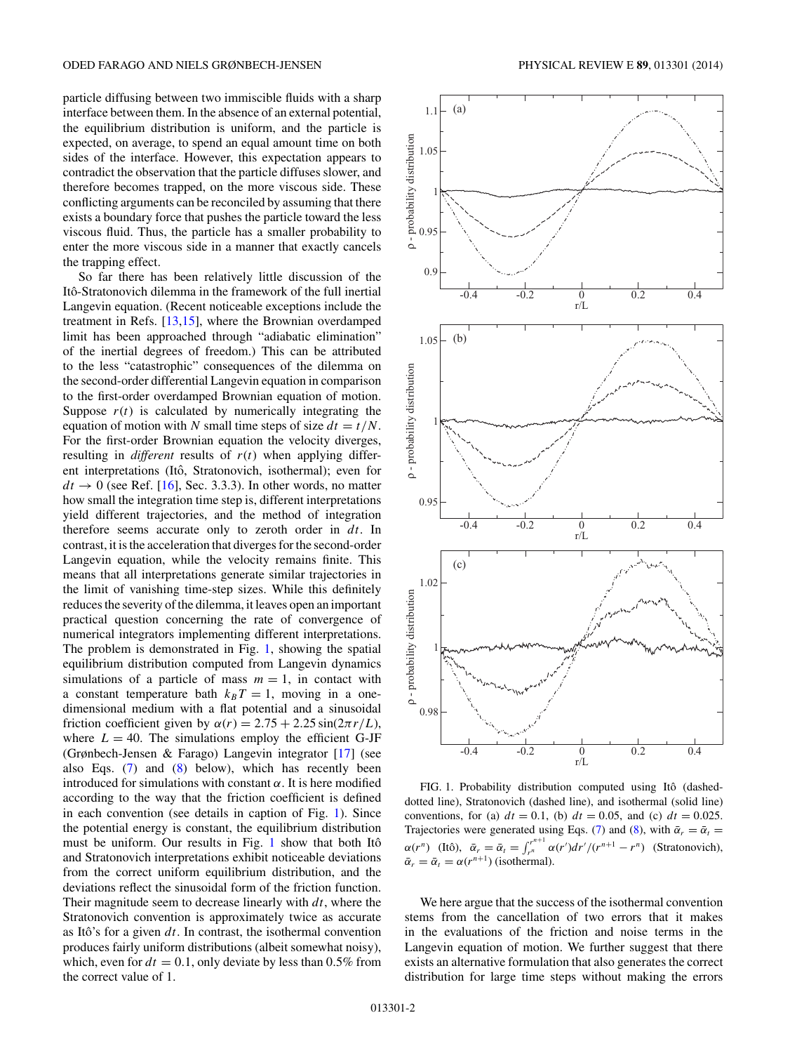particle diffusing between two immiscible fluids with a sharp interface between them. In the absence of an external potential, the equilibrium distribution is uniform, and the particle is expected, on average, to spend an equal amount time on both sides of the interface. However, this expectation appears to contradict the observation that the particle diffuses slower, and therefore becomes trapped, on the more viscous side. These conflicting arguments can be reconciled by assuming that there exists a boundary force that pushes the particle toward the less viscous fluid. Thus, the particle has a smaller probability to enter the more viscous side in a manner that exactly cancels the trapping effect.

So far there has been relatively little discussion of the Itô-Stratonovich dilemma in the framework of the full inertial Langevin equation. (Recent noticeable exceptions include the treatment in Refs. [13,15], where the Brownian overdamped limit has been approached through "adiabatic elimination" of the inertial degrees of freedom.) This can be attributed to the less "catastrophic" consequences of the dilemma on the second-order differential Langevin equation in comparison to the first-order overdamped Brownian equation of motion. Suppose $r(t)$ is calculated by numerically integrating the equation of motion with $N$ small time steps of size $dt = t/N$. For the first-order Brownian equation the velocity diverges, resulting in *different* results of $r(t)$ when applying different interpretations (Itô, Stratonovich, isothermal); even for $dt \to 0$ (see Ref. [16], Sec. 3.3.3). In other words, no matter how small the integration time step is, different interpretations yield different trajectories, and the method of integration therefore seems accurate only to zeroth order in $dt$. In contrast, it is the acceleration that diverges for the second-order Langevin equation, while the velocity remains finite. This means that all interpretations generate similar trajectories in the limit of vanishing time-step sizes. While this definitely reduces the severity of the dilemma, it leaves open an important practical question concerning the rate of convergence of numerical integrators implementing different interpretations. The problem is demonstrated in Fig. 1, showing the spatial equilibrium distribution computed from Langevin dynamics simulations of a particle of mass $m = 1$, in contact with a constant temperature bath $k_BT = 1$, moving in a one-dimensional medium with a flat potential and a sinusoidal friction coefficient given by $\alpha(r) = 2.75 + 2.25\sin(2\pi r/L)$, where $L = 40$. The simulations employ the efficient G-JF (Grønbech-Jensen & Farago) Langevin integrator [17] (see also Eqs. (7) and (8) below), which has recently been introduced for simulations with constant $\alpha$. It is here modified according to the way that the friction coefficient is defined in each convention (see details in caption of Fig. 1). Since the potential energy is constant, the equilibrium distribution must be uniform. Our results in Fig. 1 show that both Itô and Stratonovich interpretations exhibit noticeable deviations from the correct uniform equilibrium distribution, and the deviations reflect the sinusoidal form of the friction function. Their magnitude seem to decrease linearly with $dt$, where the Stratonovich convention is approximately twice as accurate as Itô's for a given $dt$. In contrast, the isothermal convention produces fairly uniform distributions (albeit somewhat noisy), which, even for $dt = 0.1$, only deviate by less than 0.5% from the correct value of 1.

(a)
ρ - probability distribution
1.1
1.05
1
0.95
0.9
-0.4 -0.2 0 0.2 0.4
r/L

(b)
ρ - probability distribution
1.05
1
0.95
-0.4 -0.2 0 0.2 0.4
r/L

(c)
ρ - probability distribution
1.02
1
0.98
-0.4 -0.2 0 0.2 0.4
r/L

FIG. 1. Probability distribution computed using Itô (dashed-dotted line), Stratonovich (dashed line), and isothermal (solid line) conventions, for (a) $dt = 0.1$, (b) $dt = 0.05$, and (c) $dt = 0.025$. Trajectories were generated using Eqs. (7) and (8), with $\bar{\alpha}_r = \bar{\alpha}_t = \alpha(r^n)$ (Itô), $\bar{\alpha}_r = \bar{\alpha}_t = \int_{r^n}^{r^{n+1}} \alpha(r')dr'/(r^{n+1} - r^n)$ (Stratonovich), $\bar{\alpha}_r = \bar{\alpha}_t = \alpha(r^{n+1})$ (isothermal).

We here argue that the success of the isothermal convention stems from the cancellation of two errors that it makes in the evaluations of the friction and noise terms in the Langevin equation of motion. We further suggest that there exists an alternative formulation that also generates the correct distribution for large time steps without making the errors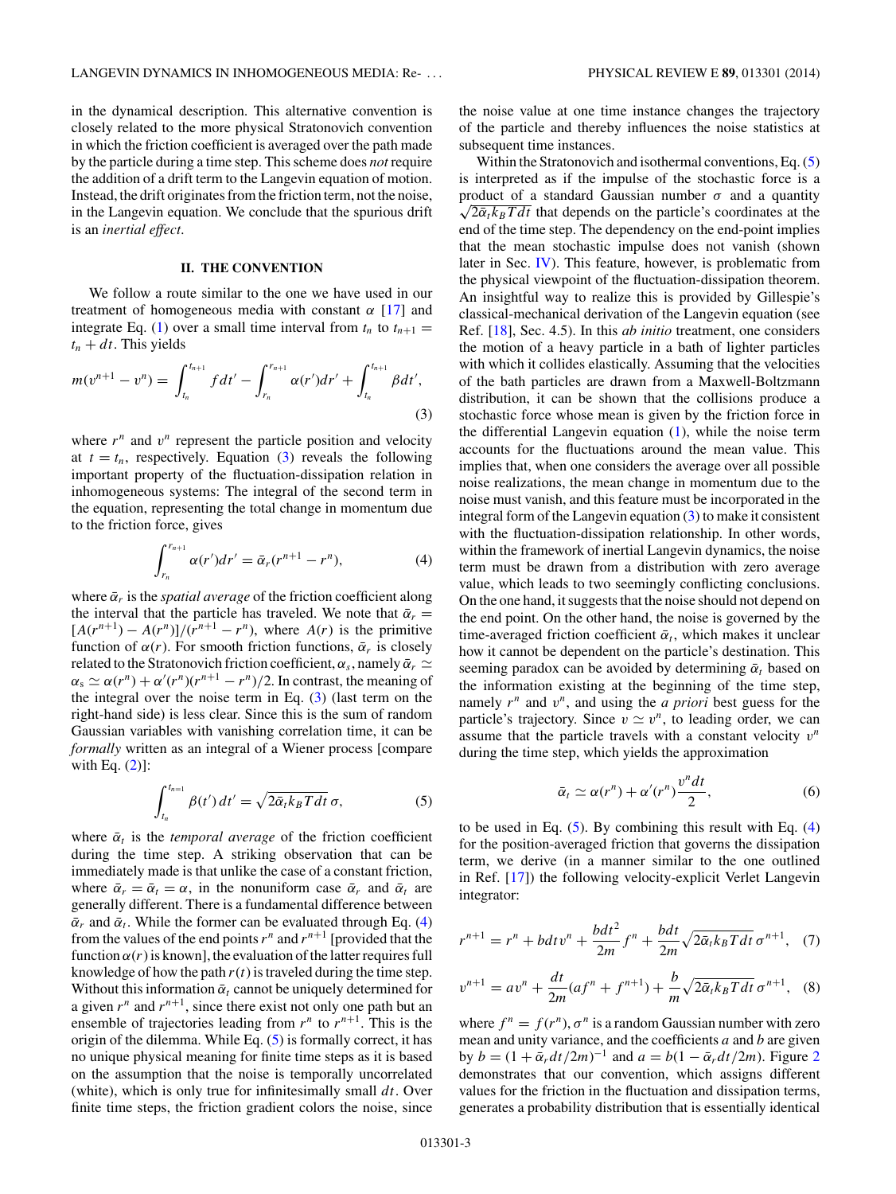in the dynamical description. This alternative convention is closely related to the more physical Stratonovich convention in which the friction coefficient is averaged over the path made by the particle during a time step. This scheme does *not* require the addition of a drift term to the Langevin equation of motion. Instead, the drift originates from the friction term, not the noise, in the Langevin equation. We conclude that the spurious drift is an *inertial effect*.

## II. THE CONVENTION

We follow a route similar to the one we have used in our treatment of homogeneous media with constant $\alpha$ [17] and integrate Eq. (1) over a small time interval from $t_n$ to $t_{n+1} = t_n + dt$. This yields

$$m(v^{n+1} - v^n) = \int_{t_n}^{t_{n+1}} f dt' - \int_{r_n}^{r_{n+1}} \alpha(r')dr' + \int_{t_n}^{t_{n+1}} \beta dt', \tag{3}$$

where $r^n$ and $v^n$ represent the particle position and velocity at $t = t_n$, respectively. Equation (3) reveals the following important property of the fluctuation-dissipation relation in inhomogeneous systems: The integral of the second term in the equation, representing the total change in momentum due to the friction force, gives

$$\int_{r_n}^{r_{n+1}} \alpha(r')dr' = \bar{\alpha}_r(r^{n+1} - r^n), \tag{4}$$

where $\bar{\alpha}_r$ is the *spatial average* of the friction coefficient along the interval that the particle has traveled. We note that $\bar{\alpha}_r = [A(r^{n+1}) - A(r^n)]/(r^{n+1} - r^n)$, where $A(r)$ is the primitive function of $\alpha(r)$. For smooth friction functions, $\bar{\alpha}_r$ is closely related to the Stratonovich friction coefficient, $\alpha_s$, namely $\bar{\alpha}_r \simeq \alpha_s \simeq \alpha(r^n) + \alpha'(r^n)(r^{n+1} - r^n)/2$. In contrast, the meaning of the integral over the noise term in Eq. (3) (last term on the right-hand side) is less clear. Since this is the sum of random Gaussian variables with vanishing correlation time, it can be *formally* written as an integral of a Wiener process [compare with Eq. (2)]:

$$\int_{t_n}^{t_{n=1}} \beta(t')\, dt' = \sqrt{2\bar{\alpha}_t k_B T dt}\, \sigma, \tag{5}$$

where $\bar{\alpha}_t$ is the *temporal average* of the friction coefficient during the time step. A striking observation that can be immediately made is that unlike the case of a constant friction, where $\bar{\alpha}_r = \bar{\alpha}_t = \alpha$, in the nonuniform case $\bar{\alpha}_r$ and $\bar{\alpha}_t$ are generally different. There is a fundamental difference between $\bar{\alpha}_r$ and $\bar{\alpha}_t$. While the former can be evaluated through Eq. (4) from the values of the end points $r^n$ and $r^{n+1}$ [provided that the function $\alpha(r)$ is known], the evaluation of the latter requires full knowledge of how the path $r(t)$ is traveled during the time step. Without this information $\bar{\alpha}_t$ cannot be uniquely determined for a given $r^n$ and $r^{n+1}$, since there exist not only one path but an ensemble of trajectories leading from $r^n$ to $r^{n+1}$. This is the origin of the dilemma. While Eq. (5) is formally correct, it has no unique physical meaning for finite time steps as it is based on the assumption that the noise is temporally uncorrelated (white), which is only true for infinitesimally small $dt$. Over finite time steps, the friction gradient colors the noise, since the noise value at one time instance changes the trajectory of the particle and thereby influences the noise statistics at subsequent time instances.

Within the Stratonovich and isothermal conventions, Eq. (5) is interpreted as if the impulse of the stochastic force is a product of a standard Gaussian number $\sigma$ and a quantity $\sqrt{2\bar{\alpha}_t k_B T dt}$ that depends on the particle's coordinates at the end of the time step. The dependency on the end-point implies that the mean stochastic impulse does not vanish (shown later in Sec. IV). This feature, however, is problematic from the physical viewpoint of the fluctuation-dissipation theorem. An insightful way to realize this is provided by Gillespie's classical-mechanical derivation of the Langevin equation (see Ref. [18], Sec. 4.5). In this *ab initio* treatment, one considers the motion of a heavy particle in a bath of lighter particles with which it collides elastically. Assuming that the velocities of the bath particles are drawn from a Maxwell-Boltzmann distribution, it can be shown that the collisions produce a stochastic force whose mean is given by the friction force in the differential Langevin equation (1), while the noise term accounts for the fluctuations around the mean value. This implies that, when one considers the average over all possible noise realizations, the mean change in momentum due to the noise must vanish, and this feature must be incorporated in the integral form of the Langevin equation (3) to make it consistent with the fluctuation-dissipation relationship. In other words, within the framework of inertial Langevin dynamics, the noise term must be drawn from a distribution with zero average value, which leads to two seemingly conflicting conclusions. On the one hand, it suggests that the noise should not depend on the end point. On the other hand, the noise is governed by the time-averaged friction coefficient $\bar{\alpha}_t$, which makes it unclear how it cannot be dependent on the particle's destination. This seeming paradox can be avoided by determining $\bar{\alpha}_t$ based on the information existing at the beginning of the time step, namely $r^n$ and $v^n$, and using the *a priori* best guess for the particle's trajectory. Since $v \simeq v^n$, to leading order, we can assume that the particle travels with a constant velocity $v^n$ during the time step, which yields the approximation

$$\bar{\alpha}_t \simeq \alpha(r^n) + \alpha'(r^n)\frac{v^n dt}{2}, \tag{6}$$

to be used in Eq. (5). By combining this result with Eq. (4) for the position-averaged friction that governs the dissipation term, we derive (in a manner similar to the one outlined in Ref. [17]) the following velocity-explicit Verlet Langevin integrator:

$$r^{n+1} = r^n + bdtv^n + \frac{bdt^2}{2m} f^n + \frac{bdt}{2m}\sqrt{2\bar{\alpha}_t k_B T dt}\, \sigma^{n+1}, \tag{7}$$

$$v^{n+1} = av^n + \frac{dt}{2m}(af^n + f^{n+1}) + \frac{b}{m}\sqrt{2\bar{\alpha}_t k_B T dt}\, \sigma^{n+1}, \tag{8}$$

where $f^n = f(r^n)$, $\sigma^n$ is a random Gaussian number with zero mean and unity variance, and the coefficients $a$ and $b$ are given by $b = (1 + \bar{\alpha}_r dt/2m)^{-1}$ and $a = b(1 - \bar{\alpha}_r dt/2m)$. Figure 2 demonstrates that our convention, which assigns different values for the friction in the fluctuation and dissipation terms, generates a probability distribution that is essentially identical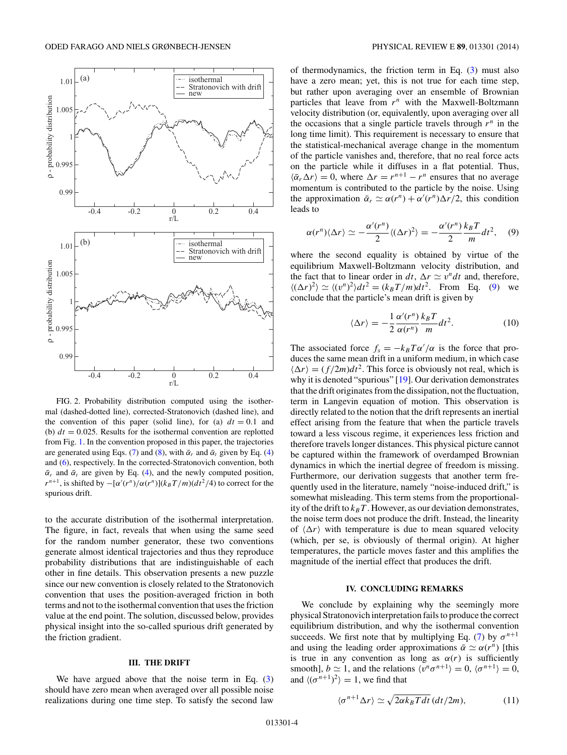FIG. 2. Probability distribution computed using the isothermal (dashed-dotted line), corrected-Stratonovich (dashed line), and the convention of this paper (solid line), for (a) $dt = 0.1$ and (b) $dt = 0.025$. Results for the isothermal convention are replotted from Fig. 1. In the convention proposed in this paper, the trajectories are generated using Eqs. (7) and (8), with $\bar{\alpha}_r$ and $\bar{\alpha}_t$ given by Eq. (4) and (6), respectively. In the corrected-Stratonovich convention, both $\bar{\alpha}_r$ and $\bar{\alpha}_t$ are given by Eq. (4), and the newly computed position, $r^{n+1}$, is shifted by $-[\alpha'(r^n)/\alpha(r^n)](k_BT/m)(dt^2/4)$ to correct for the spurious drift.

to the accurate distribution of the isothermal interpretation. The figure, in fact, reveals that when using the same seed for the random number generator, these two conventions generate almost identical trajectories and thus they reproduce probability distributions that are indistinguishable of each other in fine details. This observation presents a new puzzle since our new convention is closely related to the Stratonovich convention that uses the position-averaged friction in both terms and not to the isothermal convention that uses the friction value at the end point. The solution, discussed below, provides physical insight into the so-called spurious drift generated by the friction gradient.

## III. THE DRIFT

We have argued above that the noise term in Eq. (3) should have zero mean when averaged over all possible noise realizations during one time step. To satisfy the second law of thermodynamics, the friction term in Eq. (3) must also have a zero mean; yet, this is not true for each time step, but rather upon averaging over an ensemble of Brownian particles that leave from $r^n$ with the Maxwell-Boltzmann velocity distribution (or, equivalently, upon averaging over all the occasions that a single particle travels through $r^n$ in the long time limit). This requirement is necessary to ensure that the statistical-mechanical average change in the momentum of the particle vanishes and, therefore, that no real force acts on the particle while it diffuses in a flat potential. Thus, $\langle \bar{\alpha}_r \Delta r \rangle = 0$, where $\Delta r = r^{n+1} - r^n$ ensures that no average momentum is contributed to the particle by the noise. Using the approximation $\bar{\alpha}_r \simeq \alpha(r^n) + \alpha'(r^n)\Delta r/2$, this condition leads to

$$\alpha(r^n)\langle \Delta r \rangle \simeq -\frac{\alpha'(r^n)}{2}\langle (\Delta r)^2 \rangle = -\frac{\alpha'(r^n)}{2}\frac{k_BT}{m}dt^2, \quad (9)$$

where the second equality is obtained by virtue of the equilibrium Maxwell-Boltzmann velocity distribution, and the fact that to linear order in $dt$, $\Delta r \simeq v^n dt$ and, therefore, $\langle (\Delta r)^2 \rangle \simeq \langle (v^n)^2 \rangle dt^2 = (k_BT/m)dt^2$. From Eq. (9) we conclude that the particle's mean drift is given by

$$\langle \Delta r \rangle = -\frac{1}{2}\frac{\alpha'(r^n)}{\alpha(r^n)}\frac{k_BT}{m}dt^2. \quad (10)$$

The associated force $f_s = -k_BT\alpha'/\alpha$ is the force that produces the same mean drift in a uniform medium, in which case $\langle \Delta r \rangle = (f/2m)dt^2$. This force is obviously not real, which is why it is denoted "spurious" [19]. Our derivation demonstrates that the drift originates from the dissipation, not the fluctuation, term in Langevin equation of motion. This observation is directly related to the notion that the drift represents an inertial effect arising from the feature that when the particle travels toward a less viscous regime, it experiences less friction and therefore travels longer distances. This physical picture cannot be captured within the framework of overdamped Brownian dynamics in which the inertial degree of freedom is missing. Furthermore, our derivation suggests that another term frequently used in the literature, namely "noise-induced drift," is somewhat misleading. This term stems from the proportionality of the drift to $k_BT$. However, as our deviation demonstrates, the noise term does not produce the drift. Instead, the linearity of $\langle \Delta r \rangle$ with temperature is due to mean squared velocity (which, per se, is obviously of thermal origin). At higher temperatures, the particle moves faster and this amplifies the magnitude of the inertial effect that produces the drift.

## IV. CONCLUDING REMARKS

We conclude by explaining why the seemingly more physical Stratonovich interpretation fails to produce the correct equilibrium distribution, and why the isothermal convention succeeds. We first note that by multiplying Eq. (7) by $\sigma^{n+1}$ and using the leading order approximations $\bar{\alpha} \simeq \alpha(r^n)$ [this is true in any convention as long as $\alpha(r)$ is sufficiently smooth], $b \simeq 1$, and the relations $\langle v^n \sigma^{n+1} \rangle = 0$, $\langle \sigma^{n+1} \rangle = 0$, and $\langle (\sigma^{n+1})^2 \rangle = 1$, we find that

$$\langle \sigma^{n+1} \Delta r \rangle \simeq \sqrt{2\alpha k_BT\,dt}\,(dt/2m), \quad (11)$$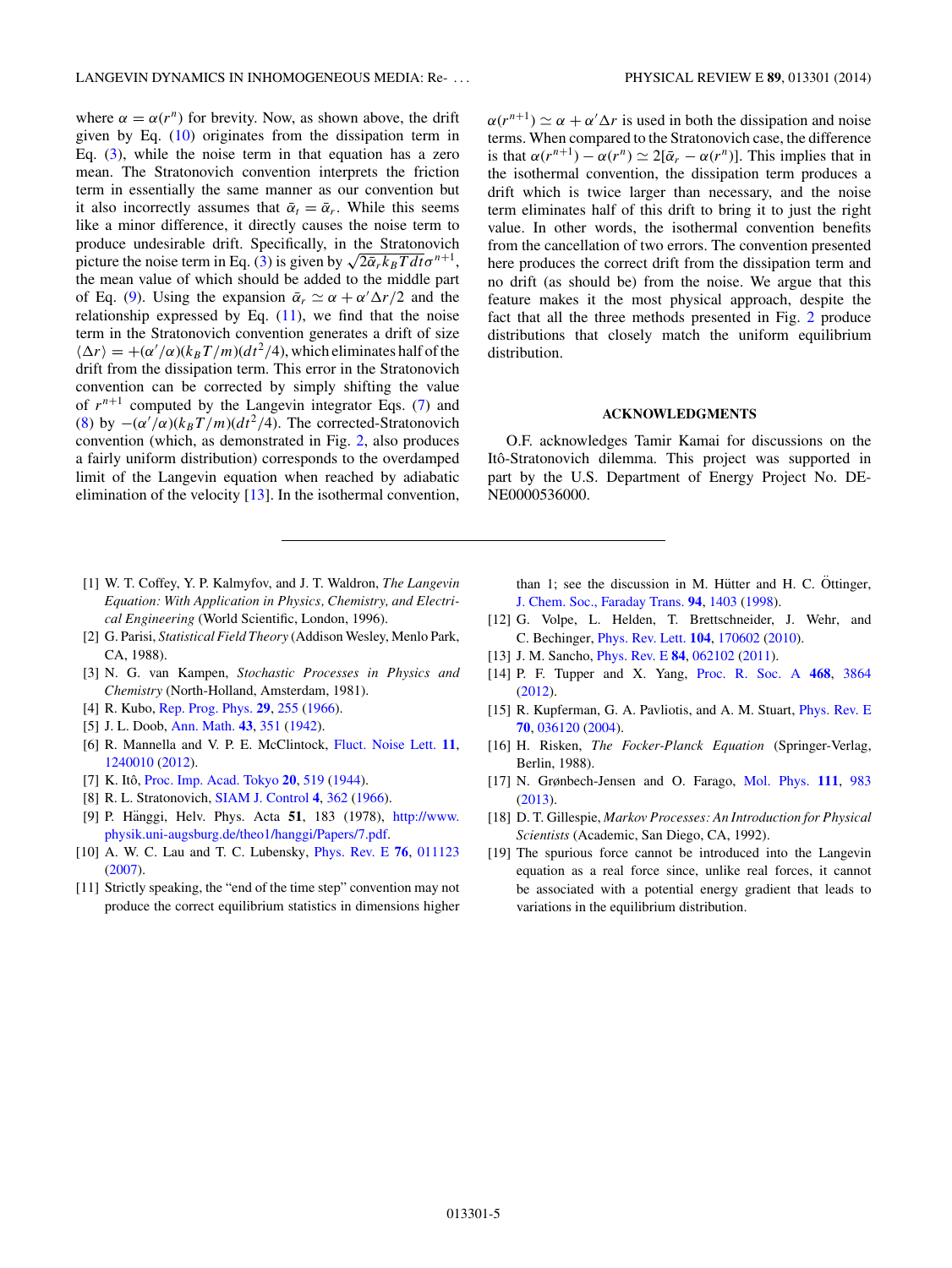where $\alpha = \alpha(r^n)$ for brevity. Now, as shown above, the drift given by Eq. (10) originates from the dissipation term in Eq. (3), while the noise term in that equation has a zero mean. The Stratonovich convention interprets the friction term in essentially the same manner as our convention but it also incorrectly assumes that $\bar{\alpha}_t = \bar{\alpha}_r$. While this seems like a minor difference, it directly causes the noise term to produce undesirable drift. Specifically, in the Stratonovich picture the noise term in Eq. (3) is given by $\sqrt{2\bar{\alpha}_r k_B T dt}\sigma^{n+1}$, the mean value of which should be added to the middle part of Eq. (9). Using the expansion $\bar{\alpha}_r \simeq \alpha + \alpha' \Delta r/2$ and the relationship expressed by Eq. (11), we find that the noise term in the Stratonovich convention generates a drift of size $\langle \Delta r \rangle = +(\alpha'/\alpha)(k_B T/m)(dt^2/4)$, which eliminates half of the drift from the dissipation term. This error in the Stratonovich convention can be corrected by simply shifting the value of $r^{n+1}$ computed by the Langevin integrator Eqs. (7) and (8) by $-(\alpha'/\alpha)(k_B T/m)(dt^2/4)$. The corrected-Stratonovich convention (which, as demonstrated in Fig. 2, also produces a fairly uniform distribution) corresponds to the overdamped limit of the Langevin equation when reached by adiabatic elimination of the velocity [13]. In the isothermal convention, $\alpha(r^{n+1}) \simeq \alpha + \alpha' \Delta r$ is used in both the dissipation and noise terms. When compared to the Stratonovich case, the difference is that $\alpha(r^{n+1}) - \alpha(r^n) \simeq 2[\bar{\alpha}_r - \alpha(r^n)]$. This implies that in the isothermal convention, the dissipation term produces a drift which is twice larger than necessary, and the noise term eliminates half of this drift to bring it to just the right value. In other words, the isothermal convention benefits from the cancellation of two errors. The convention presented here produces the correct drift from the dissipation term and no drift (as should be) from the noise. We argue that this feature makes it the most physical approach, despite the fact that all the three methods presented in Fig. 2 produce distributions that closely match the uniform equilibrium distribution.

## ACKNOWLEDGMENTS

O.F. acknowledges Tamir Kamai for discussions on the Itô-Stratonovich dilemma. This project was supported in part by the U.S. Department of Energy Project No. DE-NE0000536000.

[1] W. T. Coffey, Y. P. Kalmyfov, and J. T. Waldron, *The Langevin Equation: With Application in Physics, Chemistry, and Electrical Engineering* (World Scientific, London, 1996).

[2] G. Parisi, *Statistical Field Theory* (Addison Wesley, Menlo Park, CA, 1988).

[3] N. G. van Kampen, *Stochastic Processes in Physics and Chemistry* (North-Holland, Amsterdam, 1981).

[4] R. Kubo, Rep. Prog. Phys. **29**, 255 (1966).

[5] J. L. Doob, Ann. Math. **43**, 351 (1942).

[6] R. Mannella and V. P. E. McClintock, Fluct. Noise Lett. **11**, 1240010 (2012).

[7] K. Itô, Proc. Imp. Acad. Tokyo **20**, 519 (1944).

[8] R. L. Stratonovich, SIAM J. Control **4**, 362 (1966).

[9] P. Hänggi, Helv. Phys. Acta **51**, 183 (1978), http://www.physik.uni-augsburg.de/theo1/hanggi/Papers/7.pdf.

[10] A. W. C. Lau and T. C. Lubensky, Phys. Rev. E **76**, 011123 (2007).

[11] Strictly speaking, the "end of the time step" convention may not produce the correct equilibrium statistics in dimensions higher than 1; see the discussion in M. Hütter and H. C. Öttinger, J. Chem. Soc., Faraday Trans. **94**, 1403 (1998).

[12] G. Volpe, L. Helden, T. Brettschneider, J. Wehr, and C. Bechinger, Phys. Rev. Lett. **104**, 170602 (2010).

[13] J. M. Sancho, Phys. Rev. E **84**, 062102 (2011).

[14] P. F. Tupper and X. Yang, Proc. R. Soc. A **468**, 3864 (2012).

[15] R. Kupferman, G. A. Pavliotis, and A. M. Stuart, Phys. Rev. E **70**, 036120 (2004).

[16] H. Risken, *The Focker-Planck Equation* (Springer-Verlag, Berlin, 1988).

[17] N. Grønbech-Jensen and O. Farago, Mol. Phys. **111**, 983 (2013).

[18] D. T. Gillespie, *Markov Processes: An Introduction for Physical Scientists* (Academic, San Diego, CA, 1992).

[19] The spurious force cannot be introduced into the Langevin equation as a real force since, unlike real forces, it cannot be associated with a potential energy gradient that leads to variations in the equilibrium distribution.